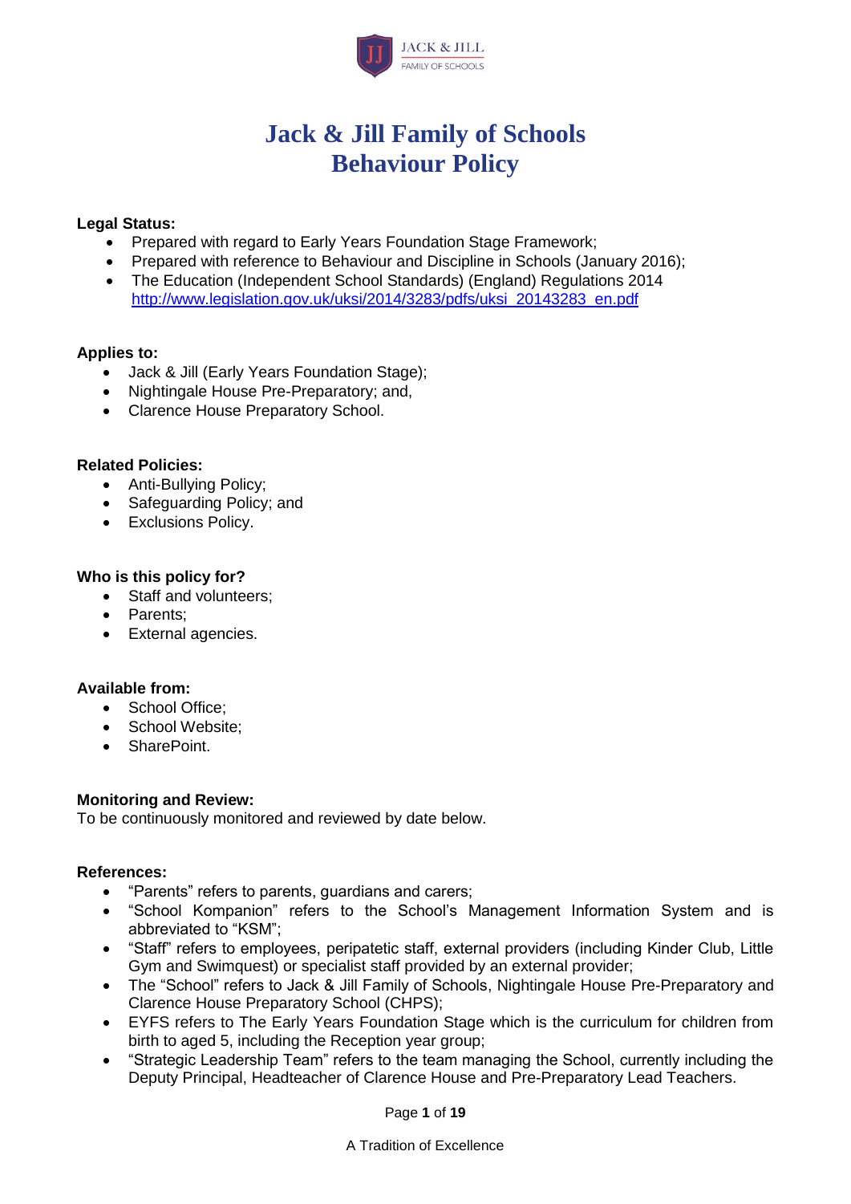# Jack & Jill Family of Schools
# Behaviour Policy

**Legal Status:**

- Prepared with regard to Early Years Foundation Stage Framework;
- Prepared with reference to Behaviour and Discipline in Schools (January 2016);
- The Education (Independent School Standards) (England) Regulations 2014 http://www.legislation.gov.uk/uksi/2014/3283/pdfs/uksi_20143283_en.pdf

**Applies to:**

- Jack & Jill (Early Years Foundation Stage);
- Nightingale House Pre-Preparatory; and,
- Clarence House Preparatory School.

**Related Policies:**

- Anti-Bullying Policy;
- Safeguarding Policy; and
- Exclusions Policy.

**Who is this policy for?**

- Staff and volunteers;
- Parents;
- External agencies.

**Available from:**

- School Office;
- School Website;
- SharePoint.

**Monitoring and Review:**

To be continuously monitored and reviewed by date below.

**References:**

- "Parents" refers to parents, guardians and carers;
- "School Kompanion" refers to the School's Management Information System and is abbreviated to "KSM";
- "Staff" refers to employees, peripatetic staff, external providers (including Kinder Club, Little Gym and Swimquest) or specialist staff provided by an external provider;
- The "School" refers to Jack & Jill Family of Schools, Nightingale House Pre-Preparatory and Clarence House Preparatory School (CHPS);
- EYFS refers to The Early Years Foundation Stage which is the curriculum for children from birth to aged 5, including the Reception year group;
- "Strategic Leadership Team" refers to the team managing the School, currently including the Deputy Principal, Headteacher of Clarence House and Pre-Preparatory Lead Teachers.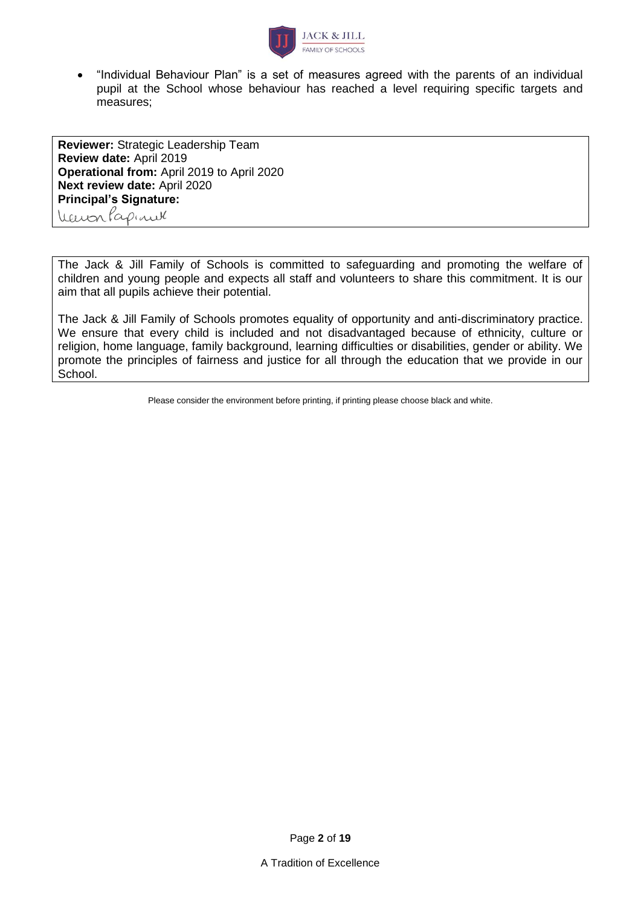- "Individual Behaviour Plan" is a set of measures agreed with the parents of an individual pupil at the School whose behaviour has reached a level requiring specific targets and measures;

**Reviewer:** Strategic Leadership Team
**Review date:** April 2019
**Operational from:** April 2019 to April 2020
**Next review date:** April 2020
**Principal's Signature:**

The Jack & Jill Family of Schools is committed to safeguarding and promoting the welfare of children and young people and expects all staff and volunteers to share this commitment. It is our aim that all pupils achieve their potential.

The Jack & Jill Family of Schools promotes equality of opportunity and anti-discriminatory practice. We ensure that every child is included and not disadvantaged because of ethnicity, culture or religion, home language, family background, learning difficulties or disabilities, gender or ability. We promote the principles of fairness and justice for all through the education that we provide in our School.

Please consider the environment before printing, if printing please choose black and white.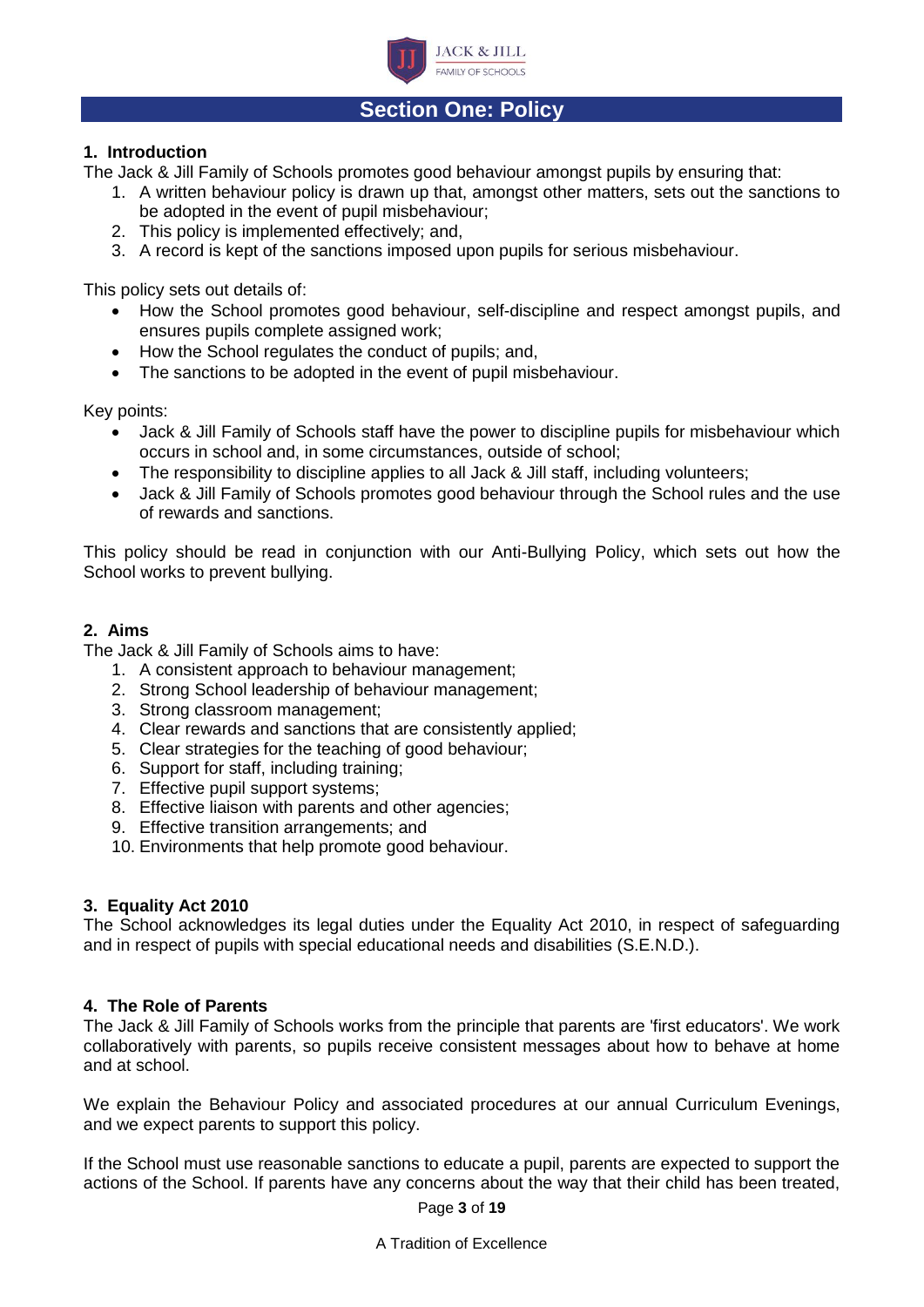# Section One: Policy

## 1. Introduction

The Jack & Jill Family of Schools promotes good behaviour amongst pupils by ensuring that:

1. A written behaviour policy is drawn up that, amongst other matters, sets out the sanctions to be adopted in the event of pupil misbehaviour;
2. This policy is implemented effectively; and,
3. A record is kept of the sanctions imposed upon pupils for serious misbehaviour.

This policy sets out details of:

- How the School promotes good behaviour, self-discipline and respect amongst pupils, and ensures pupils complete assigned work;
- How the School regulates the conduct of pupils; and,
- The sanctions to be adopted in the event of pupil misbehaviour.

Key points:

- Jack & Jill Family of Schools staff have the power to discipline pupils for misbehaviour which occurs in school and, in some circumstances, outside of school;
- The responsibility to discipline applies to all Jack & Jill staff, including volunteers;
- Jack & Jill Family of Schools promotes good behaviour through the School rules and the use of rewards and sanctions.

This policy should be read in conjunction with our Anti-Bullying Policy, which sets out how the School works to prevent bullying.

## 2. Aims

The Jack & Jill Family of Schools aims to have:

1. A consistent approach to behaviour management;
2. Strong School leadership of behaviour management;
3. Strong classroom management;
4. Clear rewards and sanctions that are consistently applied;
5. Clear strategies for the teaching of good behaviour;
6. Support for staff, including training;
7. Effective pupil support systems;
8. Effective liaison with parents and other agencies;
9. Effective transition arrangements; and
10. Environments that help promote good behaviour.

## 3. Equality Act 2010

The School acknowledges its legal duties under the Equality Act 2010, in respect of safeguarding and in respect of pupils with special educational needs and disabilities (S.E.N.D.).

## 4. The Role of Parents

The Jack & Jill Family of Schools works from the principle that parents are 'first educators'. We work collaboratively with parents, so pupils receive consistent messages about how to behave at home and at school.

We explain the Behaviour Policy and associated procedures at our annual Curriculum Evenings, and we expect parents to support this policy.

If the School must use reasonable sanctions to educate a pupil, parents are expected to support the actions of the School. If parents have any concerns about the way that their child has been treated,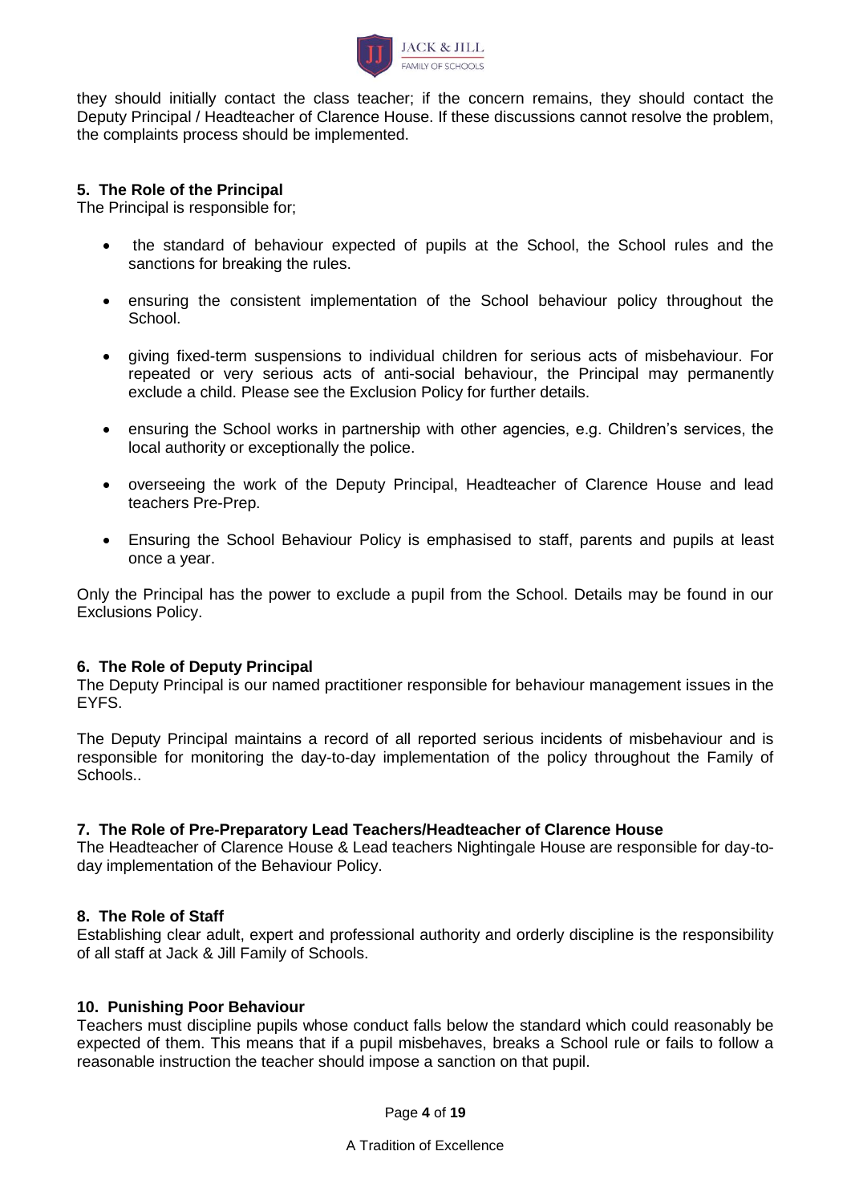they should initially contact the class teacher; if the concern remains, they should contact the Deputy Principal / Headteacher of Clarence House. If these discussions cannot resolve the problem, the complaints process should be implemented.

### 5. The Role of the Principal

The Principal is responsible for;

- the standard of behaviour expected of pupils at the School, the School rules and the sanctions for breaking the rules.
- ensuring the consistent implementation of the School behaviour policy throughout the School.
- giving fixed-term suspensions to individual children for serious acts of misbehaviour. For repeated or very serious acts of anti-social behaviour, the Principal may permanently exclude a child. Please see the Exclusion Policy for further details.
- ensuring the School works in partnership with other agencies, e.g. Children's services, the local authority or exceptionally the police.
- overseeing the work of the Deputy Principal, Headteacher of Clarence House and lead teachers Pre-Prep.
- Ensuring the School Behaviour Policy is emphasised to staff, parents and pupils at least once a year.

Only the Principal has the power to exclude a pupil from the School. Details may be found in our Exclusions Policy.

### 6. The Role of Deputy Principal

The Deputy Principal is our named practitioner responsible for behaviour management issues in the EYFS.

The Deputy Principal maintains a record of all reported serious incidents of misbehaviour and is responsible for monitoring the day-to-day implementation of the policy throughout the Family of Schools..

### 7. The Role of Pre-Preparatory Lead Teachers/Headteacher of Clarence House

The Headteacher of Clarence House & Lead teachers Nightingale House are responsible for day-to-day implementation of the Behaviour Policy.

### 8. The Role of Staff

Establishing clear adult, expert and professional authority and orderly discipline is the responsibility of all staff at Jack & Jill Family of Schools.

### 10. Punishing Poor Behaviour

Teachers must discipline pupils whose conduct falls below the standard which could reasonably be expected of them. This means that if a pupil misbehaves, breaks a School rule or fails to follow a reasonable instruction the teacher should impose a sanction on that pupil.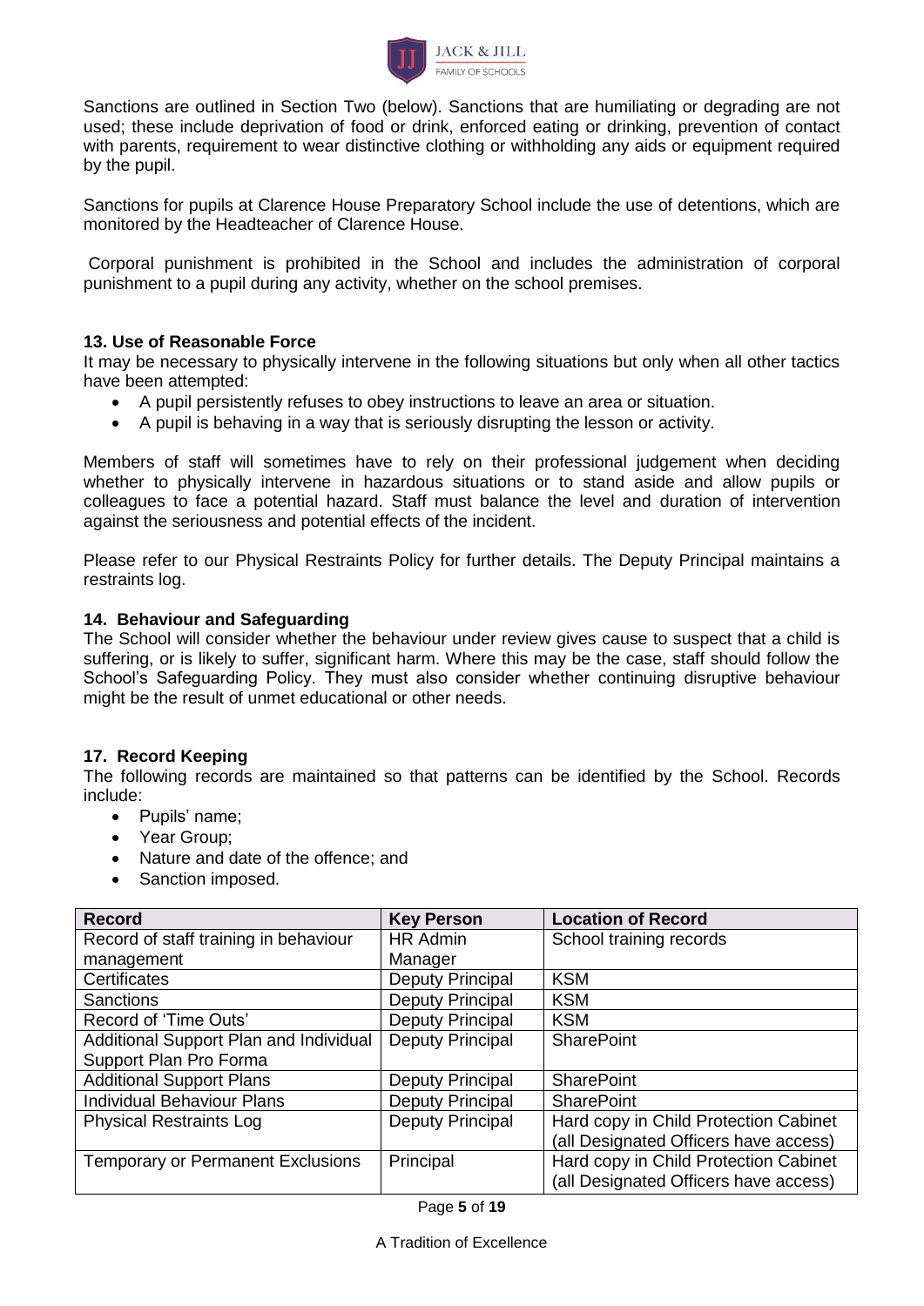Sanctions are outlined in Section Two (below). Sanctions that are humiliating or degrading are not used; these include deprivation of food or drink, enforced eating or drinking, prevention of contact with parents, requirement to wear distinctive clothing or withholding any aids or equipment required by the pupil.

Sanctions for pupils at Clarence House Preparatory School include the use of detentions, which are monitored by the Headteacher of Clarence House.

Corporal punishment is prohibited in the School and includes the administration of corporal punishment to a pupil during any activity, whether on the school premises.

### 13. Use of Reasonable Force

It may be necessary to physically intervene in the following situations but only when all other tactics have been attempted:

- A pupil persistently refuses to obey instructions to leave an area or situation.
- A pupil is behaving in a way that is seriously disrupting the lesson or activity.

Members of staff will sometimes have to rely on their professional judgement when deciding whether to physically intervene in hazardous situations or to stand aside and allow pupils or colleagues to face a potential hazard. Staff must balance the level and duration of intervention against the seriousness and potential effects of the incident.

Please refer to our Physical Restraints Policy for further details. The Deputy Principal maintains a restraints log.

### 14. Behaviour and Safeguarding

The School will consider whether the behaviour under review gives cause to suspect that a child is suffering, or is likely to suffer, significant harm. Where this may be the case, staff should follow the School's Safeguarding Policy. They must also consider whether continuing disruptive behaviour might be the result of unmet educational or other needs.

### 17. Record Keeping

The following records are maintained so that patterns can be identified by the School. Records include:

- Pupils' name;
- Year Group;
- Nature and date of the offence; and
- Sanction imposed.

| Record | Key Person | Location of Record |
|---|---|---|
| Record of staff training in behaviour management | HR Admin Manager | School training records |
| Certificates | Deputy Principal | KSM |
| Sanctions | Deputy Principal | KSM |
| Record of 'Time Outs' | Deputy Principal | KSM |
| Additional Support Plan and Individual Support Plan Pro Forma | Deputy Principal | SharePoint |
| Additional Support Plans | Deputy Principal | SharePoint |
| Individual Behaviour Plans | Deputy Principal | SharePoint |
| Physical Restraints Log | Deputy Principal | Hard copy in Child Protection Cabinet (all Designated Officers have access) |
| Temporary or Permanent Exclusions | Principal | Hard copy in Child Protection Cabinet (all Designated Officers have access) |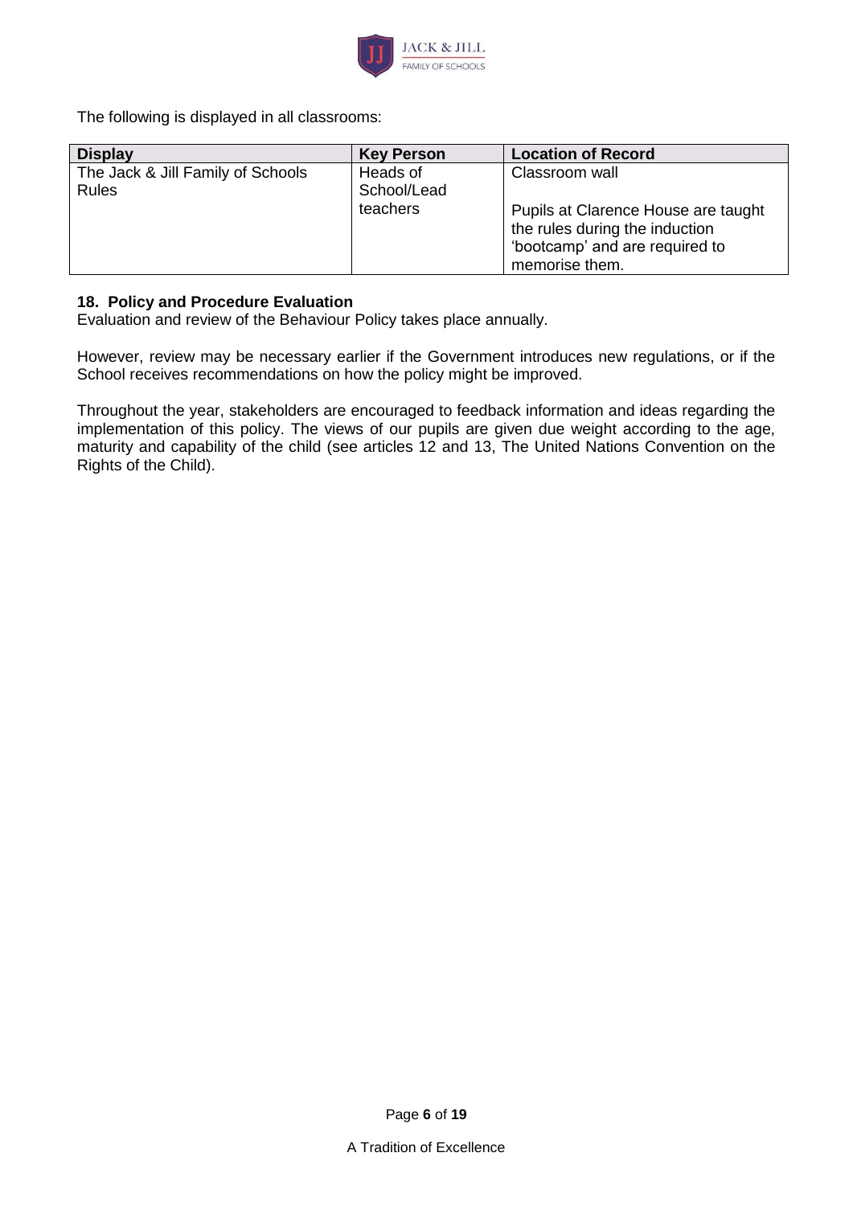The following is displayed in all classrooms:

| Display | Key Person | Location of Record |
|---|---|---|
| The Jack & Jill Family of Schools Rules | Heads of School/Lead teachers | Classroom wall<br><br>Pupils at Clarence House are taught the rules during the induction 'bootcamp' and are required to memorise them. |

### 18. Policy and Procedure Evaluation

Evaluation and review of the Behaviour Policy takes place annually.

However, review may be necessary earlier if the Government introduces new regulations, or if the School receives recommendations on how the policy might be improved.

Throughout the year, stakeholders are encouraged to feedback information and ideas regarding the implementation of this policy. The views of our pupils are given due weight according to the age, maturity and capability of the child (see articles 12 and 13, The United Nations Convention on the Rights of the Child).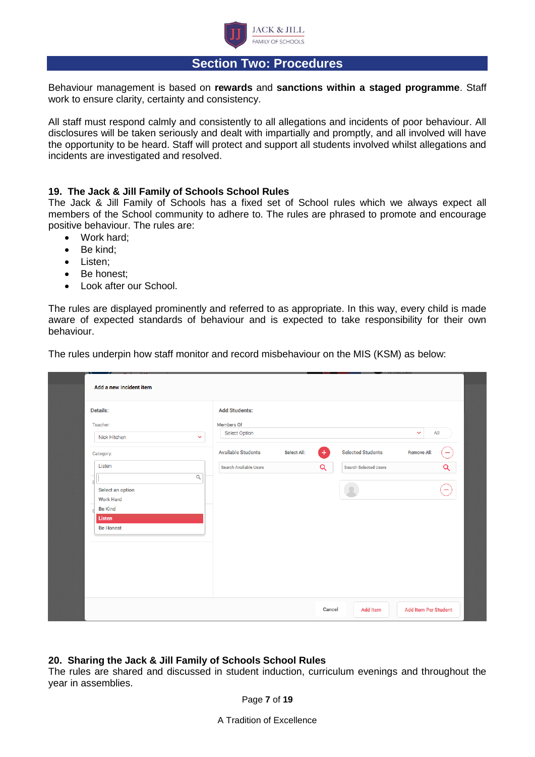## Section Two: Procedures

Behaviour management is based on **rewards** and **sanctions within a staged programme**. Staff work to ensure clarity, certainty and consistency.

All staff must respond calmly and consistently to all allegations and incidents of poor behaviour. All disclosures will be taken seriously and dealt with impartially and promptly, and all involved will have the opportunity to be heard. Staff will protect and support all students involved whilst allegations and incidents are investigated and resolved.

### 19. The Jack & Jill Family of Schools School Rules

The Jack & Jill Family of Schools has a fixed set of School rules which we always expect all members of the School community to adhere to. The rules are phrased to promote and encourage positive behaviour. The rules are:

- Work hard;
- Be kind;
- Listen;
- Be honest;
- Look after our School.

The rules are displayed prominently and referred to as appropriate. In this way, every child is made aware of expected standards of behaviour and is expected to take responsibility for their own behaviour.

The rules underpin how staff monitor and record misbehaviour on the MIS (KSM) as below:

### 20. Sharing the Jack & Jill Family of Schools School Rules

The rules are shared and discussed in student induction, curriculum evenings and throughout the year in assemblies.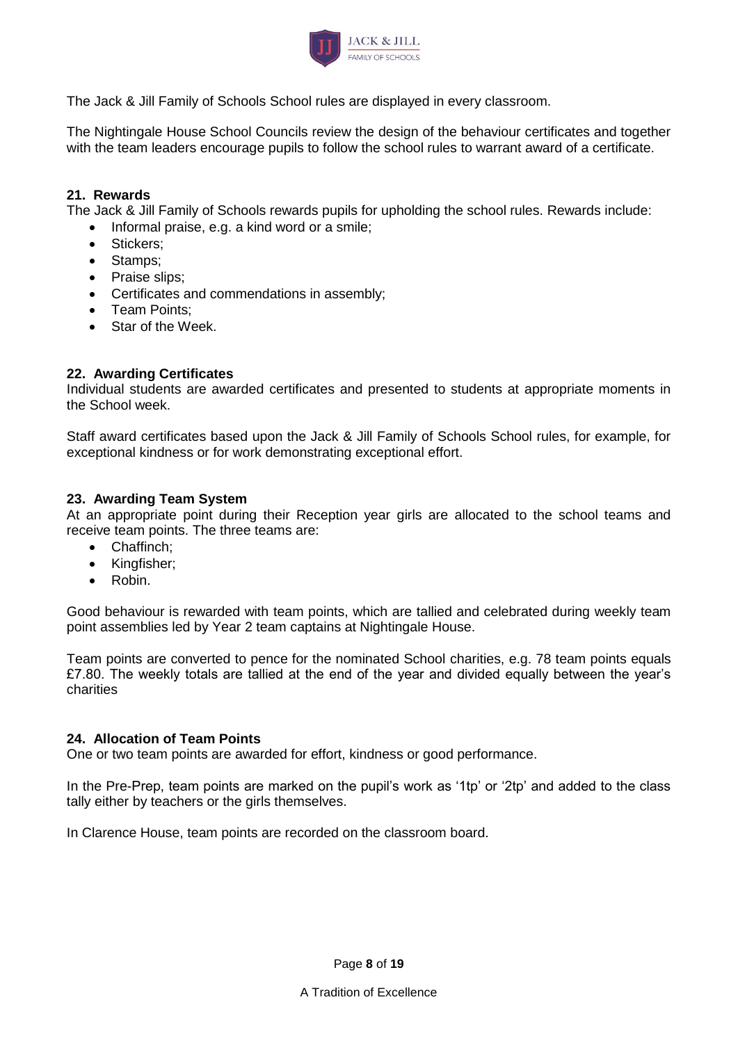The Jack & Jill Family of Schools School rules are displayed in every classroom.

The Nightingale House School Councils review the design of the behaviour certificates and together with the team leaders encourage pupils to follow the school rules to warrant award of a certificate.

## 21. Rewards

The Jack & Jill Family of Schools rewards pupils for upholding the school rules. Rewards include:

- Informal praise, e.g. a kind word or a smile;
- Stickers;
- Stamps;
- Praise slips;
- Certificates and commendations in assembly;
- Team Points;
- Star of the Week.

## 22. Awarding Certificates

Individual students are awarded certificates and presented to students at appropriate moments in the School week.

Staff award certificates based upon the Jack & Jill Family of Schools School rules, for example, for exceptional kindness or for work demonstrating exceptional effort.

## 23. Awarding Team System

At an appropriate point during their Reception year girls are allocated to the school teams and receive team points. The three teams are:

- Chaffinch;
- Kingfisher;
- Robin.

Good behaviour is rewarded with team points, which are tallied and celebrated during weekly team point assemblies led by Year 2 team captains at Nightingale House.

Team points are converted to pence for the nominated School charities, e.g. 78 team points equals £7.80. The weekly totals are tallied at the end of the year and divided equally between the year's charities

## 24. Allocation of Team Points

One or two team points are awarded for effort, kindness or good performance.

In the Pre-Prep, team points are marked on the pupil's work as '1tp' or '2tp' and added to the class tally either by teachers or the girls themselves.

In Clarence House, team points are recorded on the classroom board.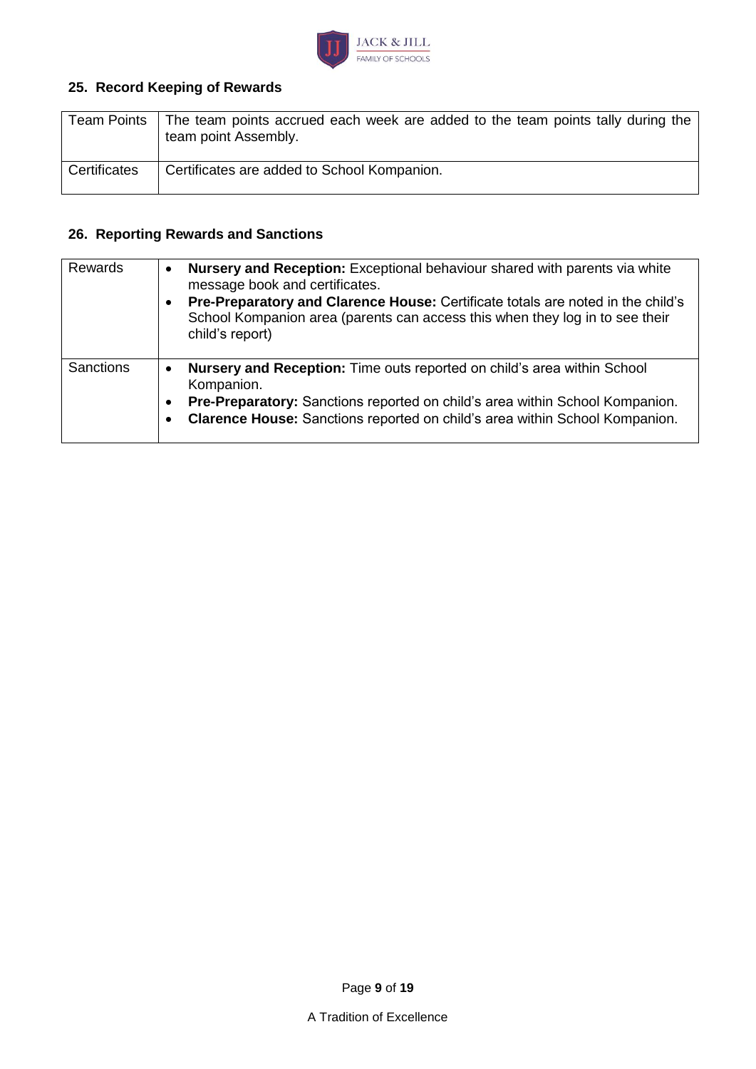## 25. Record Keeping of Rewards

| Team Points | The team points accrued each week are added to the team points tally during the team point Assembly. |
|---|---|
| Certificates | Certificates are added to School Kompanion. |

## 26. Reporting Rewards and Sanctions

| Rewards | • **Nursery and Reception:** Exceptional behaviour shared with parents via white message book and certificates.<br>• **Pre-Preparatory and Clarence House:** Certificate totals are noted in the child's School Kompanion area (parents can access this when they log in to see their child's report) |
|---|---|
| Sanctions | • **Nursery and Reception:** Time outs reported on child's area within School Kompanion.<br>• **Pre-Preparatory:** Sanctions reported on child's area within School Kompanion.<br>• **Clarence House:** Sanctions reported on child's area within School Kompanion. |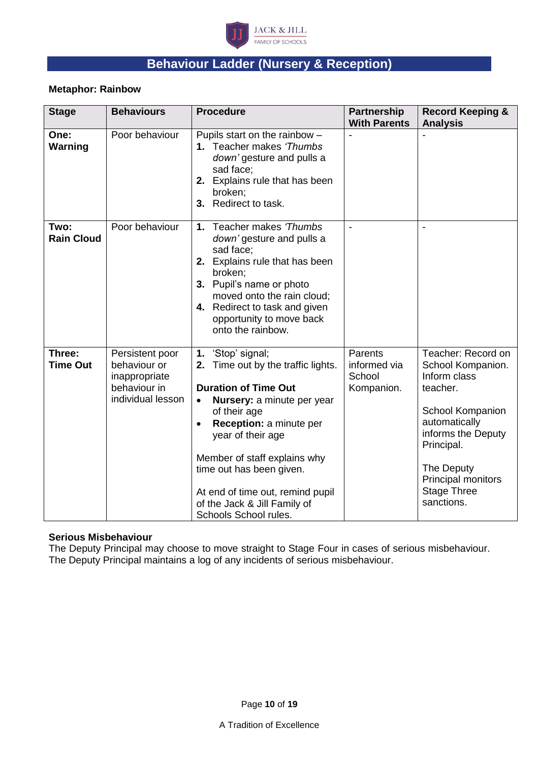# Behaviour Ladder (Nursery & Reception)

**Metaphor: Rainbow**

| Stage | Behaviours | Procedure | Partnership With Parents | Record Keeping & Analysis |
|---|---|---|---|---|
| **One: Warning** | Poor behaviour | Pupils start on the rainbow – **1.** Teacher makes *'Thumbs down'* gesture and pulls a sad face; **2.** Explains rule that has been broken; **3.** Redirect to task. | - | - |
| **Two: Rain Cloud** | Poor behaviour | **1.** Teacher makes *'Thumbs down'* gesture and pulls a sad face; **2.** Explains rule that has been broken; **3.** Pupil's name or photo moved onto the rain cloud; **4.** Redirect to task and given opportunity to move back onto the rainbow. | - | - |
| **Three: Time Out** | Persistent poor behaviour or inappropriate behaviour in individual lesson | **1.** 'Stop' signal; **2.** Time out by the traffic lights. **Duration of Time Out** • **Nursery:** a minute per year of their age • **Reception:** a minute per year of their age. Member of staff explains why time out has been given. At end of time out, remind pupil of the Jack & Jill Family of Schools School rules. | Parents informed via School Kompanion. | Teacher: Record on School Kompanion. Inform class teacher. School Kompanion automatically informs the Deputy Principal. The Deputy Principal monitors Stage Three sanctions. |

**Serious Misbehaviour**

The Deputy Principal may choose to move straight to Stage Four in cases of serious misbehaviour. The Deputy Principal maintains a log of any incidents of serious misbehaviour.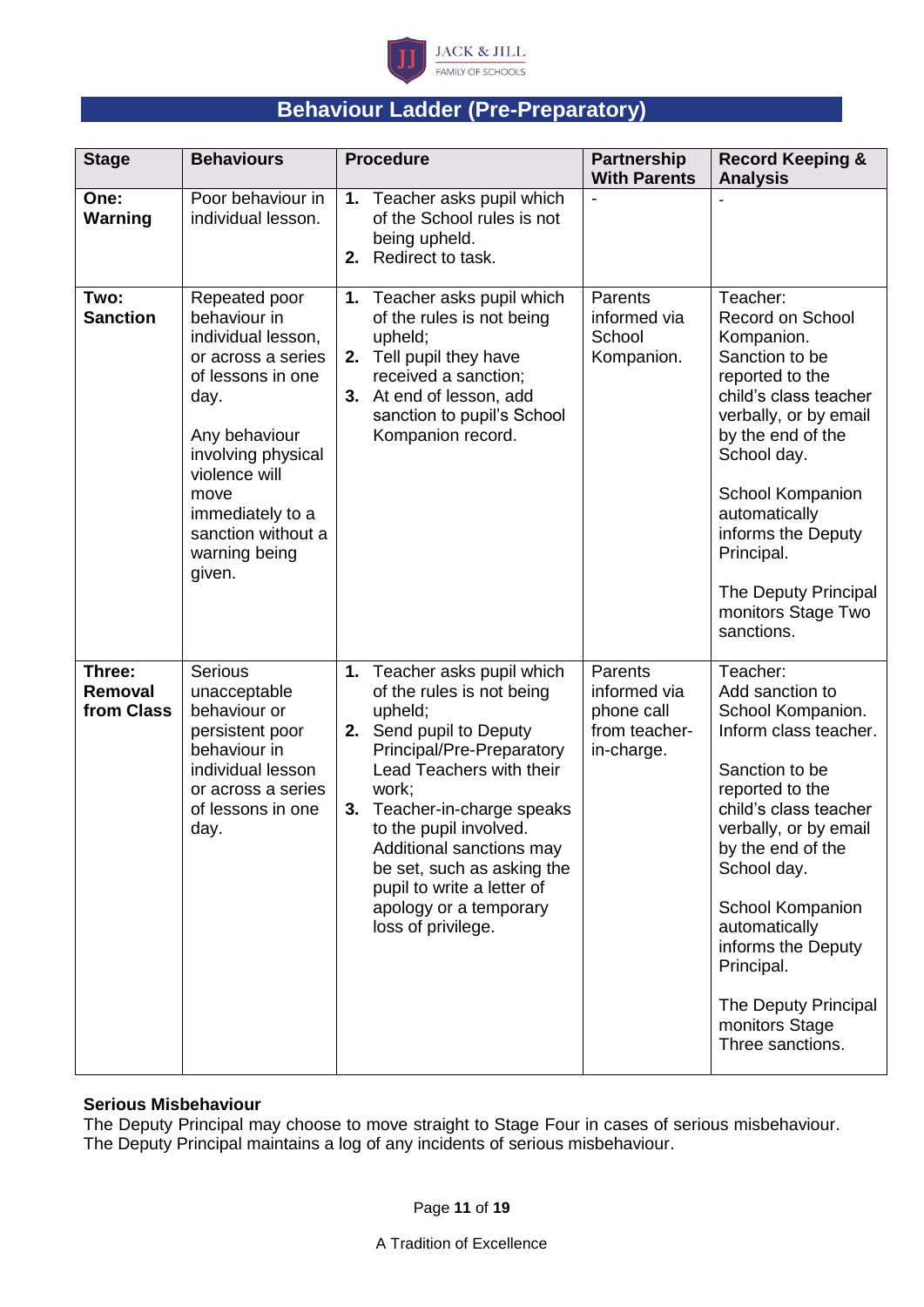# Behaviour Ladder (Pre-Preparatory)

| Stage | Behaviours | Procedure | Partnership With Parents | Record Keeping & Analysis |
|---|---|---|---|---|
| **One: Warning** | Poor behaviour in individual lesson. | **1.** Teacher asks pupil which of the School rules is not being upheld. **2.** Redirect to task. | - | - |
| **Two: Sanction** | Repeated poor behaviour in individual lesson, or across a series of lessons in one day. Any behaviour involving physical violence will move immediately to a sanction without a warning being given. | **1.** Teacher asks pupil which of the rules is not being upheld; **2.** Tell pupil they have received a sanction; **3.** At end of lesson, add sanction to pupil's School Kompanion record. | Parents informed via School Kompanion. | Teacher: Record on School Kompanion. Sanction to be reported to the child's class teacher verbally, or by email by the end of the School day. School Kompanion automatically informs the Deputy Principal. The Deputy Principal monitors Stage Two sanctions. |
| **Three: Removal from Class** | Serious unacceptable behaviour or persistent poor behaviour in individual lesson or across a series of lessons in one day. | **1.** Teacher asks pupil which of the rules is not being upheld; **2.** Send pupil to Deputy Principal/Pre-Preparatory Lead Teachers with their work; **3.** Teacher-in-charge speaks to the pupil involved. Additional sanctions may be set, such as asking the pupil to write a letter of apology or a temporary loss of privilege. | Parents informed via phone call from teacher-in-charge. | Teacher: Add sanction to School Kompanion. Inform class teacher. Sanction to be reported to the child's class teacher verbally, or by email by the end of the School day. School Kompanion automatically informs the Deputy Principal. The Deputy Principal monitors Stage Three sanctions. |

**Serious Misbehaviour**
The Deputy Principal may choose to move straight to Stage Four in cases of serious misbehaviour. The Deputy Principal maintains a log of any incidents of serious misbehaviour.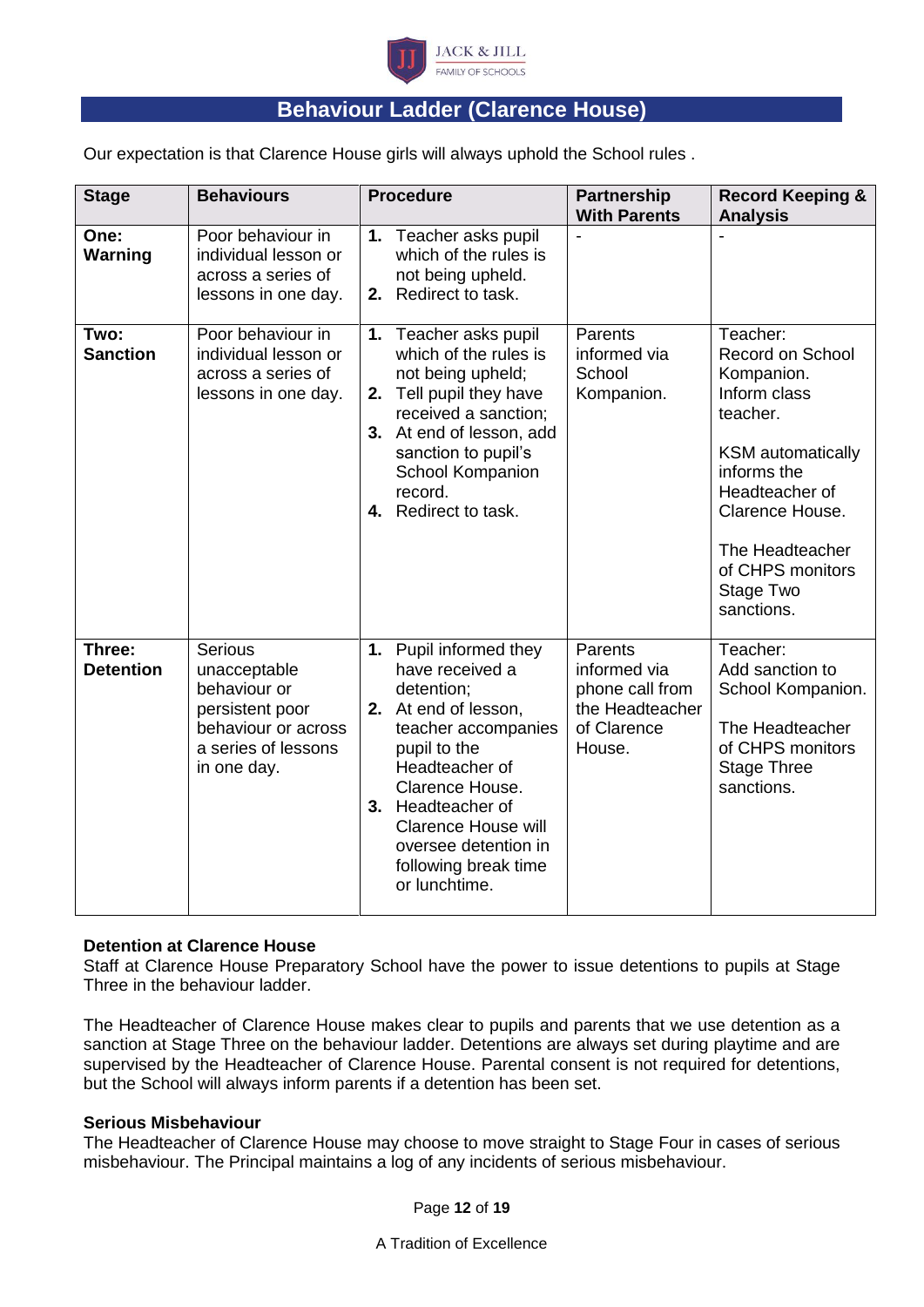## Behaviour Ladder (Clarence House)

Our expectation is that Clarence House girls will always uphold the School rules .

| Stage | Behaviours | Procedure | Partnership With Parents | Record Keeping & Analysis |
|---|---|---|---|---|
| **One: Warning** | Poor behaviour in individual lesson or across a series of lessons in one day. | **1.** Teacher asks pupil which of the rules is not being upheld. **2.** Redirect to task. | - | - |
| **Two: Sanction** | Poor behaviour in individual lesson or across a series of lessons in one day. | **1.** Teacher asks pupil which of the rules is not being upheld; **2.** Tell pupil they have received a sanction; **3.** At end of lesson, add sanction to pupil's School Kompanion record. **4.** Redirect to task. | Parents informed via School Kompanion. | Teacher: Record on School Kompanion. Inform class teacher. KSM automatically informs the Headteacher of Clarence House. The Headteacher of CHPS monitors Stage Two sanctions. |
| **Three: Detention** | Serious unacceptable behaviour or persistent poor behaviour or across a series of lessons in one day. | **1.** Pupil informed they have received a detention; **2.** At end of lesson, teacher accompanies pupil to the Headteacher of Clarence House. **3.** Headteacher of Clarence House will oversee detention in following break time or lunchtime. | Parents informed via phone call from the Headteacher of Clarence House. | Teacher: Add sanction to School Kompanion. The Headteacher of CHPS monitors Stage Three sanctions. |

**Detention at Clarence House**
Staff at Clarence House Preparatory School have the power to issue detentions to pupils at Stage Three in the behaviour ladder.

The Headteacher of Clarence House makes clear to pupils and parents that we use detention as a sanction at Stage Three on the behaviour ladder. Detentions are always set during playtime and are supervised by the Headteacher of Clarence House. Parental consent is not required for detentions, but the School will always inform parents if a detention has been set.

**Serious Misbehaviour**
The Headteacher of Clarence House may choose to move straight to Stage Four in cases of serious misbehaviour. The Principal maintains a log of any incidents of serious misbehaviour.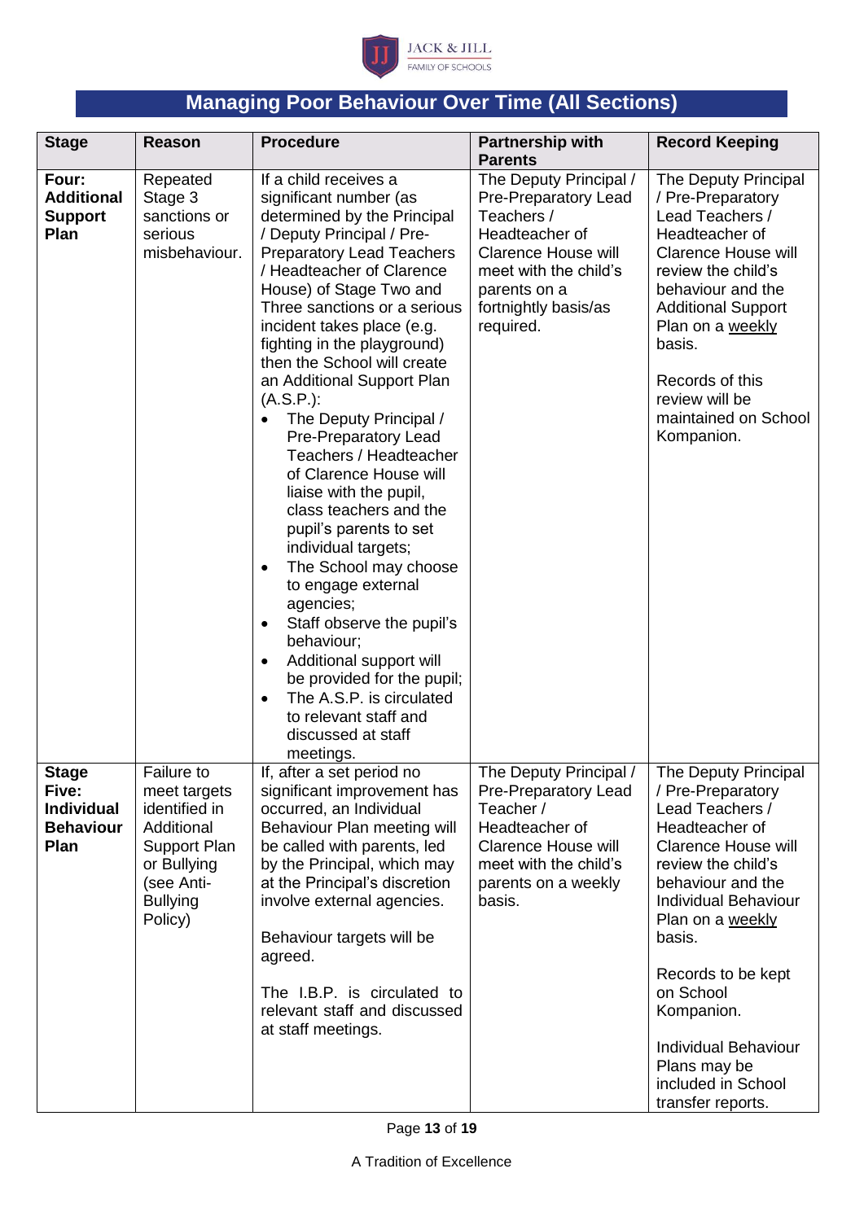## Managing Poor Behaviour Over Time (All Sections)

| Stage | Reason | Procedure | Partnership with Parents | Record Keeping |
|---|---|---|---|---|
| **Four: Additional Support Plan** | Repeated Stage 3 sanctions or serious misbehaviour. | If a child receives a significant number (as determined by the Principal / Deputy Principal / Pre-Preparatory Lead Teachers / Headteacher of Clarence House) of Stage Two and Three sanctions or a serious incident takes place (e.g. fighting in the playground) then the School will create an Additional Support Plan (A.S.P.):<br>• The Deputy Principal / Pre-Preparatory Lead Teachers / Headteacher of Clarence House will liaise with the pupil, class teachers and the pupil's parents to set individual targets;<br>• The School may choose to engage external agencies;<br>• Staff observe the pupil's behaviour;<br>• Additional support will be provided for the pupil;<br>• The A.S.P. is circulated to relevant staff and discussed at staff meetings. | The Deputy Principal / Pre-Preparatory Lead Teachers / Headteacher of Clarence House will meet with the child's parents on a fortnightly basis/as required. | The Deputy Principal / Pre-Preparatory Lead Teachers / Headteacher of Clarence House will review the child's behaviour and the Additional Support Plan on a weekly basis.<br><br>Records of this review will be maintained on School Kompanion. |
| **Stage Five: Individual Behaviour Plan** | Failure to meet targets identified in Additional Support Plan or Bullying (see Anti-Bullying Policy) | If, after a set period no significant improvement has occurred, an Individual Behaviour Plan meeting will be called with parents, led by the Principal, which may at the Principal's discretion involve external agencies.<br><br>Behaviour targets will be agreed.<br><br>The I.B.P. is circulated to relevant staff and discussed at staff meetings. | The Deputy Principal / Pre-Preparatory Lead Teacher / Headteacher of Clarence House will meet with the child's parents on a weekly basis. | The Deputy Principal / Pre-Preparatory Lead Teachers / Headteacher of Clarence House will review the child's behaviour and the Individual Behaviour Plan on a weekly basis.<br><br>Records to be kept on School Kompanion.<br><br>Individual Behaviour Plans may be included in School transfer reports. |

A Tradition of Excellence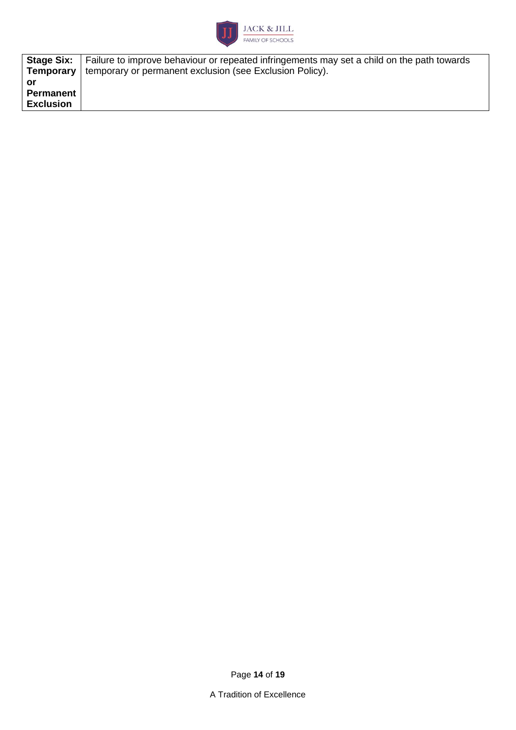| **Stage Six: Temporary or Permanent Exclusion** | Failure to improve behaviour or repeated infringements may set a child on the path towards temporary or permanent exclusion (see Exclusion Policy). |
|---|---|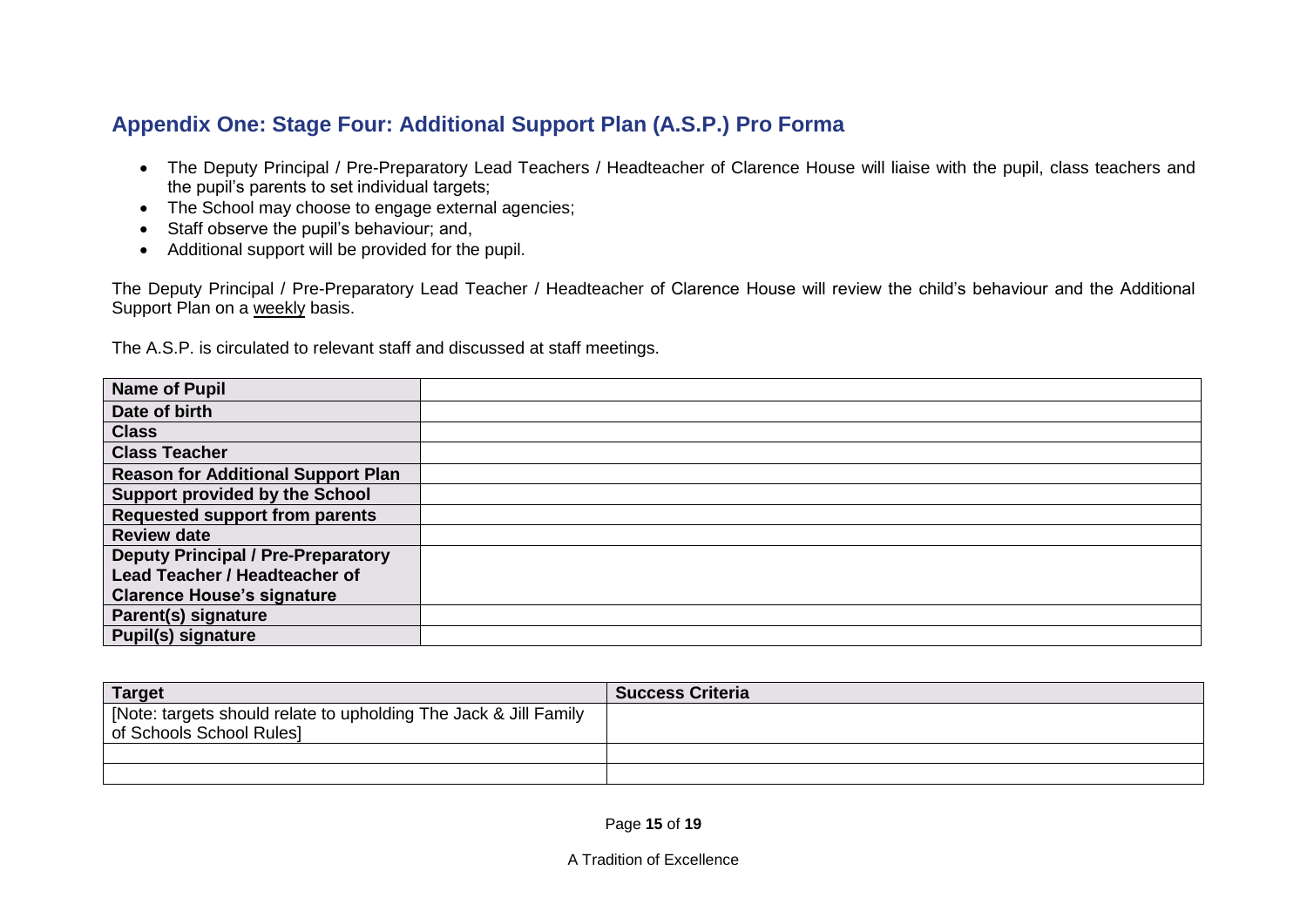## Appendix One: Stage Four: Additional Support Plan (A.S.P.) Pro Forma

- The Deputy Principal / Pre-Preparatory Lead Teachers / Headteacher of Clarence House will liaise with the pupil, class teachers and the pupil's parents to set individual targets;
- The School may choose to engage external agencies;
- Staff observe the pupil's behaviour; and,
- Additional support will be provided for the pupil.

The Deputy Principal / Pre-Preparatory Lead Teacher / Headteacher of Clarence House will review the child's behaviour and the Additional Support Plan on a <u>weekly</u> basis.

The A.S.P. is circulated to relevant staff and discussed at staff meetings.

| | |
|---|---|
| **Name of Pupil** | |
| **Date of birth** | |
| **Class** | |
| **Class Teacher** | |
| **Reason for Additional Support Plan** | |
| **Support provided by the School** | |
| **Requested support from parents** | |
| **Review date** | |
| **Deputy Principal / Pre-Preparatory Lead Teacher / Headteacher of Clarence House's signature** | |
| **Parent(s) signature** | |
| **Pupil(s) signature** | |

| **Target** | **Success Criteria** |
|---|---|
| [Note: targets should relate to upholding The Jack & Jill Family of Schools School Rules] | |
| | |
| | |

A Tradition of Excellence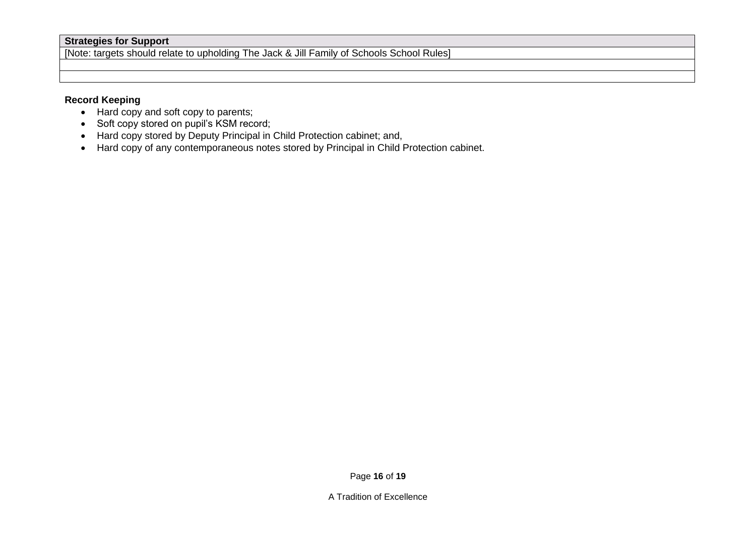| Strategies for Support |
| --- |
| [Note: targets should relate to upholding The Jack & Jill Family of Schools School Rules] |
| |
| |

**Record Keeping**

- Hard copy and soft copy to parents;
- Soft copy stored on pupil's KSM record;
- Hard copy stored by Deputy Principal in Child Protection cabinet; and,
- Hard copy of any contemporaneous notes stored by Principal in Child Protection cabinet.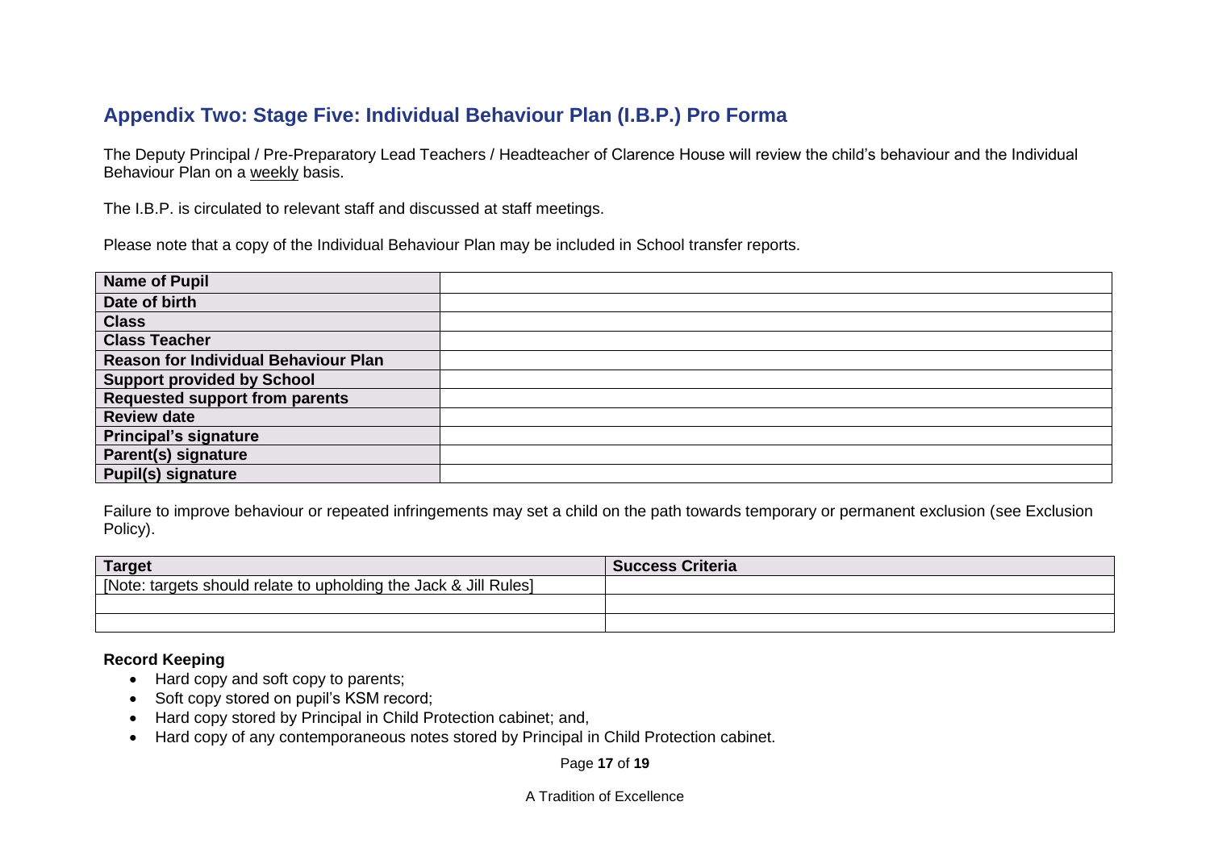## Appendix Two: Stage Five: Individual Behaviour Plan (I.B.P.) Pro Forma

The Deputy Principal / Pre-Preparatory Lead Teachers / Headteacher of Clarence House will review the child's behaviour and the Individual Behaviour Plan on a weekly basis.

The I.B.P. is circulated to relevant staff and discussed at staff meetings.

Please note that a copy of the Individual Behaviour Plan may be included in School transfer reports.

| | |
|---|---|
| **Name of Pupil** | |
| **Date of birth** | |
| **Class** | |
| **Class Teacher** | |
| **Reason for Individual Behaviour Plan** | |
| **Support provided by School** | |
| **Requested support from parents** | |
| **Review date** | |
| **Principal's signature** | |
| **Parent(s) signature** | |
| **Pupil(s) signature** | |

Failure to improve behaviour or repeated infringements may set a child on the path towards temporary or permanent exclusion (see Exclusion Policy).

| **Target** | **Success Criteria** |
|---|---|
| [Note: targets should relate to upholding the Jack & Jill Rules] | |
| | |
| | |

**Record Keeping**

- Hard copy and soft copy to parents;
- Soft copy stored on pupil's KSM record;
- Hard copy stored by Principal in Child Protection cabinet; and,
- Hard copy of any contemporaneous notes stored by Principal in Child Protection cabinet.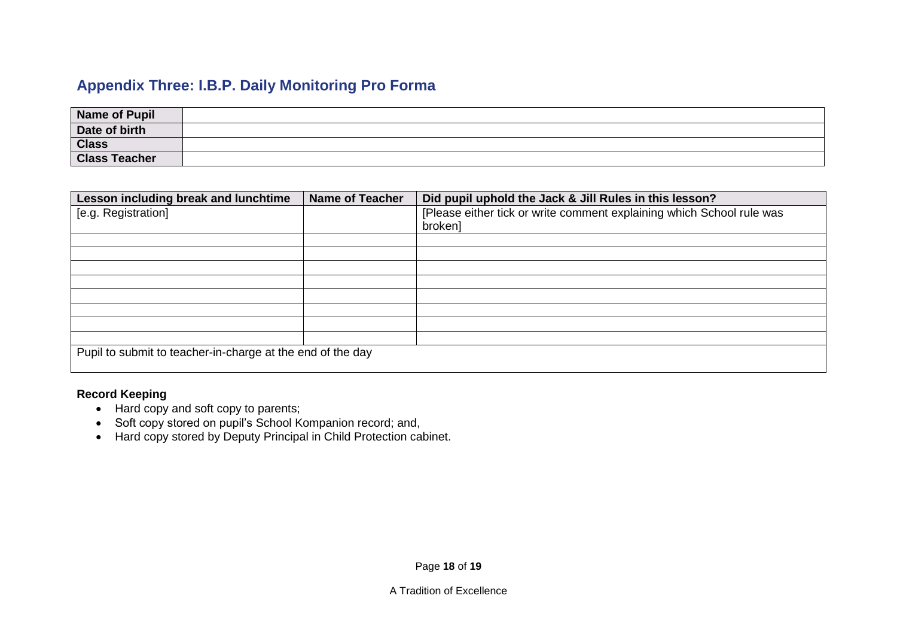## Appendix Three: I.B.P. Daily Monitoring Pro Forma

| Name of Pupil | |
|---|---|
| Date of birth | |
| Class | |
| Class Teacher | |

| Lesson including break and lunchtime | Name of Teacher | Did pupil uphold the Jack & Jill Rules in this lesson? |
|---|---|---|
| [e.g. Registration] | | [Please either tick or write comment explaining which School rule was broken] |
| | | |
| | | |
| | | |
| | | |
| | | |
| | | |
| | | |
| | | |
| Pupil to submit to teacher-in-charge at the end of the day | | |

**Record Keeping**

- Hard copy and soft copy to parents;
- Soft copy stored on pupil's School Kompanion record; and,
- Hard copy stored by Deputy Principal in Child Protection cabinet.

A Tradition of Excellence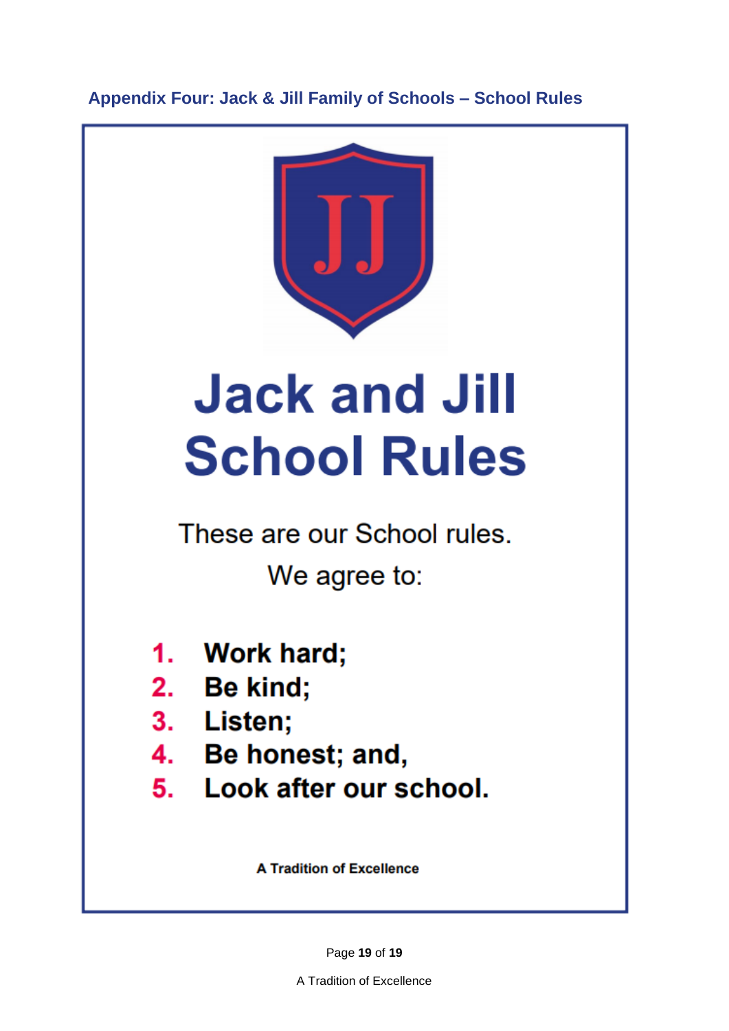## Appendix Four: Jack & Jill Family of Schools – School Rules

# Jack and Jill School Rules

These are our School rules.

We agree to:

1. **Work hard;**
2. **Be kind;**
3. **Listen;**
4. **Be honest; and,**
5. **Look after our school.**

**A Tradition of Excellence**